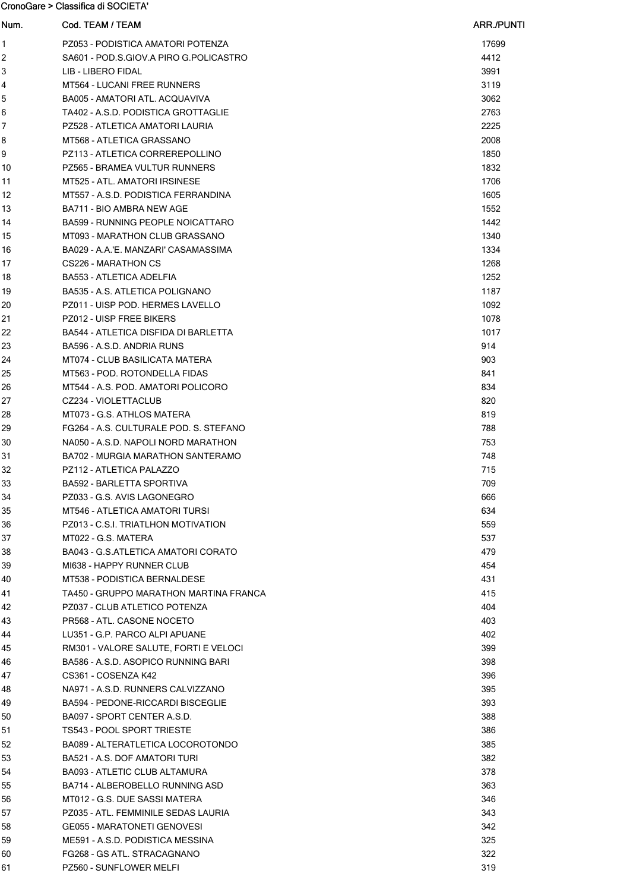CronoGare > Classifica di SOCIETA'

| Num. | Cod. TEAM / TEAM | ARR./PUNTI |
|---|---|---|
| 1 | PZ053 - PODISTICA AMATORI POTENZA | 17699 |
| 2 | SA601 - POD.S.GIOV.A PIRO G.POLICASTRO | 4412 |
| 3 | LIB - LIBERO FIDAL | 3991 |
| 4 | MT564 - LUCANI FREE RUNNERS | 3119 |
| 5 | BA005 - AMATORI ATL. ACQUAVIVA | 3062 |
| 6 | TA402 - A.S.D. PODISTICA GROTTAGLIE | 2763 |
| 7 | PZ528 - ATLETICA AMATORI LAURIA | 2225 |
| 8 | MT568 - ATLETICA GRASSANO | 2008 |
| 9 | PZ113 - ATLETICA CORREREPOLLINO | 1850 |
| 10 | PZ565 - BRAMEA VULTUR RUNNERS | 1832 |
| 11 | MT525 - ATL. AMATORI IRSINESE | 1706 |
| 12 | MT557 - A.S.D. PODISTICA FERRANDINA | 1605 |
| 13 | BA711 - BIO AMBRA NEW AGE | 1552 |
| 14 | BA599 - RUNNING PEOPLE NOICATTARO | 1442 |
| 15 | MT093 - MARATHON CLUB GRASSANO | 1340 |
| 16 | BA029 - A.A.'E. MANZARI' CASAMASSIMA | 1334 |
| 17 | CS226 - MARATHON CS | 1268 |
| 18 | BA553 - ATLETICA ADELFIA | 1252 |
| 19 | BA535 - A.S. ATLETICA POLIGNANO | 1187 |
| 20 | PZ011 - UISP POD. HERMES LAVELLO | 1092 |
| 21 | PZ012 - UISP FREE BIKERS | 1078 |
| 22 | BA544 - ATLETICA DISFIDA DI BARLETTA | 1017 |
| 23 | BA596 - A.S.D. ANDRIA RUNS | 914 |
| 24 | MT074 - CLUB BASILICATA MATERA | 903 |
| 25 | MT563 - POD. ROTONDELLA FIDAS | 841 |
| 26 | MT544 - A.S. POD. AMATORI POLICORO | 834 |
| 27 | CZ234 - VIOLETTACLUB | 820 |
| 28 | MT073 - G.S. ATHLOS MATERA | 819 |
| 29 | FG264 - A.S. CULTURALE POD. S. STEFANO | 788 |
| 30 | NA050 - A.S.D. NAPOLI NORD MARATHON | 753 |
| 31 | BA702 - MURGIA MARATHON SANTERAMO | 748 |
| 32 | PZ112 - ATLETICA PALAZZO | 715 |
| 33 | BA592 - BARLETTA SPORTIVA | 709 |
| 34 | PZ033 - G.S. AVIS LAGONEGRO | 666 |
| 35 | MT546 - ATLETICA AMATORI TURSI | 634 |
| 36 | PZ013 - C.S.I. TRIATLHON MOTIVATION | 559 |
| 37 | MT022 - G.S. MATERA | 537 |
| 38 | BA043 - G.S.ATLETICA AMATORI CORATO | 479 |
| 39 | MI638 - HAPPY RUNNER CLUB | 454 |
| 40 | MT538 - PODISTICA BERNALDESE | 431 |
| 41 | TA450 - GRUPPO MARATHON MARTINA FRANCA | 415 |
| 42 | PZ037 - CLUB ATLETICO POTENZA | 404 |
| 43 | PR568 - ATL. CASONE NOCETO | 403 |
| 44 | LU351 - G.P. PARCO ALPI APUANE | 402 |
| 45 | RM301 - VALORE SALUTE, FORTI E VELOCI | 399 |
| 46 | BA586 - A.S.D. ASOPICO RUNNING BARI | 398 |
| 47 | CS361 - COSENZA K42 | 396 |
| 48 | NA971 - A.S.D. RUNNERS CALVIZZANO | 395 |
| 49 | BA594 - PEDONE-RICCARDI BISCEGLIE | 393 |
| 50 | BA097 - SPORT CENTER A.S.D. | 388 |
| 51 | TS543 - POOL SPORT TRIESTE | 386 |
| 52 | BA089 - ALTERATLETICA LOCOROTONDO | 385 |
| 53 | BA521 - A.S. DOF AMATORI TURI | 382 |
| 54 | BA093 - ATLETIC CLUB ALTAMURA | 378 |
| 55 | BA714 - ALBEROBELLO RUNNING ASD | 363 |
| 56 | MT012 - G.S. DUE SASSI MATERA | 346 |
| 57 | PZ035 - ATL. FEMMINILE SEDAS LAURIA | 343 |
| 58 | GE055 - MARATONETI GENOVESI | 342 |
| 59 | ME591 - A.S.D. PODISTICA MESSINA | 325 |
| 60 | FG268 - GS ATL. STRACAGNANO | 322 |
| 61 | PZ560 - SUNFLOWER MELFI | 319 |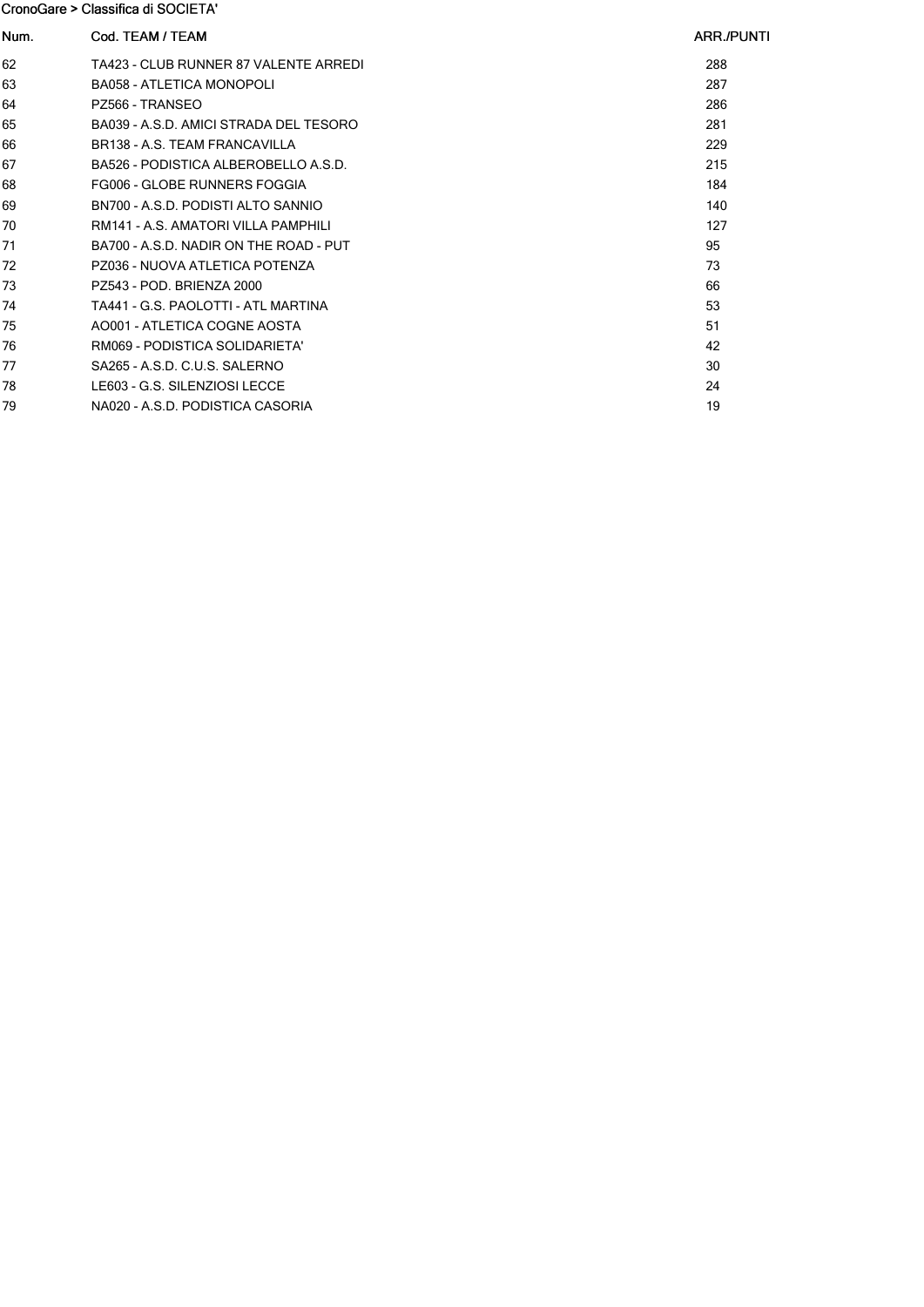CronoGare > Classifica di SOCIETA'

| Num. | Cod. TEAM / TEAM | ARR./PUNTI |
|---|---|---|
| 62 | TA423 - CLUB RUNNER 87 VALENTE ARREDI | 288 |
| 63 | BA058 - ATLETICA MONOPOLI | 287 |
| 64 | PZ566 - TRANSEO | 286 |
| 65 | BA039 - A.S.D. AMICI STRADA DEL TESORO | 281 |
| 66 | BR138 - A.S. TEAM FRANCAVILLA | 229 |
| 67 | BA526 - PODISTICA ALBEROBELLO A.S.D. | 215 |
| 68 | FG006 - GLOBE RUNNERS FOGGIA | 184 |
| 69 | BN700 - A.S.D. PODISTI ALTO SANNIO | 140 |
| 70 | RM141 - A.S. AMATORI VILLA PAMPHILI | 127 |
| 71 | BA700 - A.S.D. NADIR ON THE ROAD - PUT | 95 |
| 72 | PZ036 - NUOVA ATLETICA POTENZA | 73 |
| 73 | PZ543 - POD. BRIENZA 2000 | 66 |
| 74 | TA441 - G.S. PAOLOTTI - ATL MARTINA | 53 |
| 75 | AO001 - ATLETICA COGNE AOSTA | 51 |
| 76 | RM069 - PODISTICA SOLIDARIETA' | 42 |
| 77 | SA265 - A.S.D. C.U.S. SALERNO | 30 |
| 78 | LE603 - G.S. SILENZIOSI LECCE | 24 |
| 79 | NA020 - A.S.D. PODISTICA CASORIA | 19 |